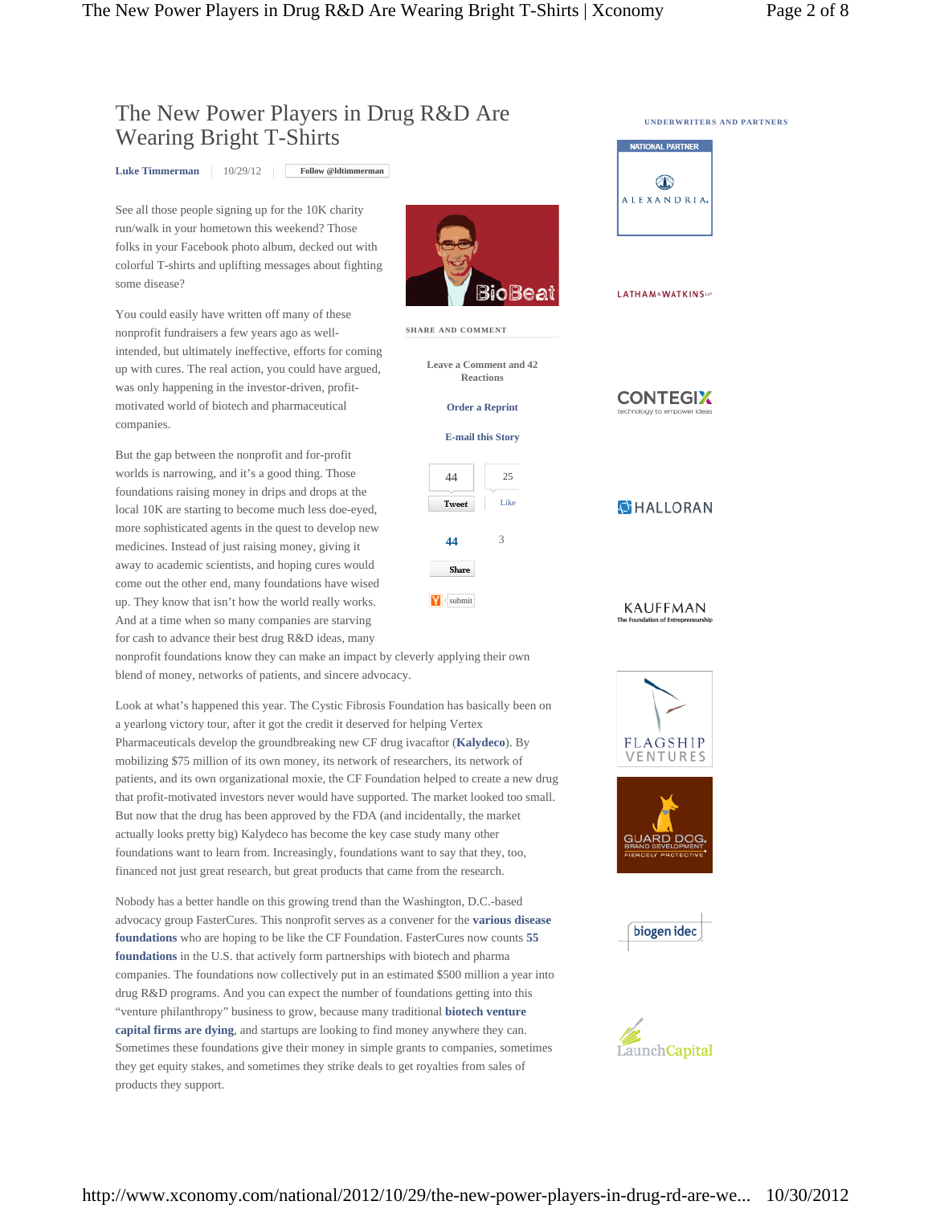# The New Power Players in Drug R&D Are Wearing Bright T-Shirts

**Luke Timmerman** | 10/29/12 | Follow @ldtimmerman

See all those people signing up for the 10K charity run/walk in your hometown this weekend? Those folks in your Facebook photo album, decked out with colorful T-shirts and uplifting messages about fighting some disease?

You could easily have written off many of these nonprofit fundraisers a few years ago as well-intended, but ultimately ineffective, efforts for coming up with cures. The real action, you could have argued, was only happening in the investor-driven, profit-motivated world of biotech and pharmaceutical companies.

But the gap between the nonprofit and for-profit worlds is narrowing, and it's a good thing. Those foundations raising money in drips and drops at the local 10K are starting to become much less doe-eyed, more sophisticated agents in the quest to develop new medicines. Instead of just raising money, giving it away to academic scientists, and hoping cures would come out the other end, many foundations have wised up. They know that isn't how the world really works. And at a time when so many companies are starving for cash to advance their best drug R&D ideas, many nonprofit foundations know they can make an impact by cleverly applying their own blend of money, networks of patients, and sincere advocacy.

Look at what's happened this year. The Cystic Fibrosis Foundation has basically been on a yearlong victory tour, after it got the credit it deserved for helping Vertex Pharmaceuticals develop the groundbreaking new CF drug ivacaftor (**Kalydeco**). By mobilizing $75 million of its own money, its network of researchers, its network of patients, and its own organizational moxie, the CF Foundation helped to create a new drug that profit-motivated investors never would have supported. The market looked too small. But now that the drug has been approved by the FDA (and incidentally, the market actually looks pretty big) Kalydeco has become the key case study many other foundations want to learn from. Increasingly, foundations want to say that they, too, financed not just great research, but great products that came from the research.

Nobody has a better handle on this growing trend than the Washington, D.C.-based advocacy group FasterCures. This nonprofit serves as a convener for the **various disease foundations** who are hoping to be like the CF Foundation. FasterCures now counts **55 foundations** in the U.S. that actively form partnerships with biotech and pharma companies. The foundations now collectively put in an estimated $500 million a year into drug R&D programs. And you can expect the number of foundations getting into this "venture philanthropy" business to grow, because many traditional **biotech venture capital firms are dying**, and startups are looking to find money anywhere they can. Sometimes these foundations give their money in simple grants to companies, sometimes they get equity stakes, and sometimes they strike deals to get royalties from sales of products they support.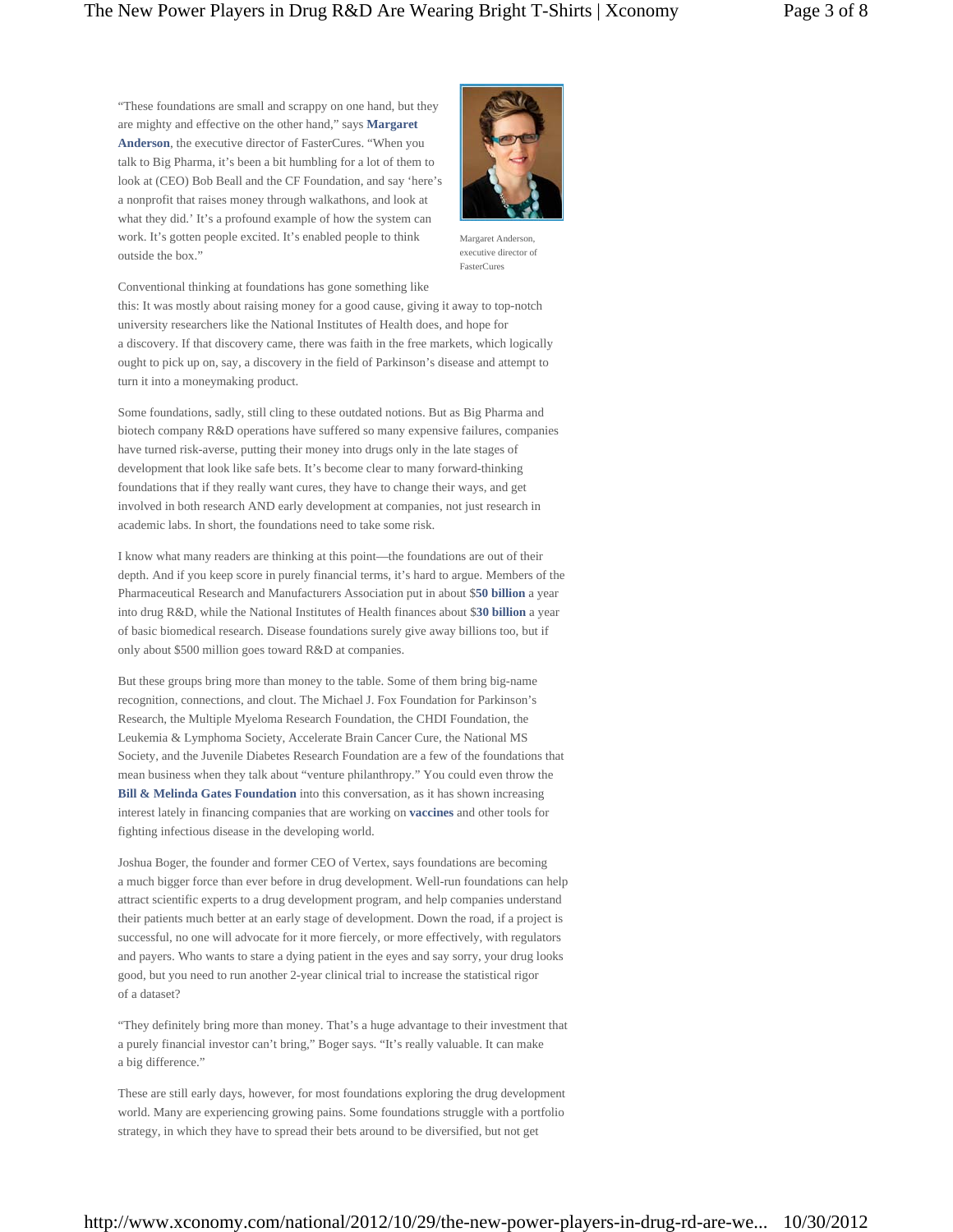"These foundations are small and scrappy on one hand, but they are mighty and effective on the other hand," says **Margaret Anderson**, the executive director of FasterCures. "When you talk to Big Pharma, it's been a bit humbling for a lot of them to look at (CEO) Bob Beall and the CF Foundation, and say 'here's a nonprofit that raises money through walkathons, and look at what they did.' It's a profound example of how the system can work. It's gotten people excited. It's enabled people to think outside the box."

Margaret Anderson, executive director of FasterCures

Conventional thinking at foundations has gone something like this: It was mostly about raising money for a good cause, giving it away to top-notch university researchers like the National Institutes of Health does, and hope for a discovery. If that discovery came, there was faith in the free markets, which logically ought to pick up on, say, a discovery in the field of Parkinson's disease and attempt to turn it into a moneymaking product.

Some foundations, sadly, still cling to these outdated notions. But as Big Pharma and biotech company R&D operations have suffered so many expensive failures, companies have turned risk-averse, putting their money into drugs only in the late stages of development that look like safe bets. It's become clear to many forward-thinking foundations that if they really want cures, they have to change their ways, and get involved in both research AND early development at companies, not just research in academic labs. In short, the foundations need to take some risk.

I know what many readers are thinking at this point—the foundations are out of their depth. And if you keep score in purely financial terms, it's hard to argue. Members of the Pharmaceutical Research and Manufacturers Association put in about $**50 billion** a year into drug R&D, while the National Institutes of Health finances about $**30 billion** a year of basic biomedical research. Disease foundations surely give away billions too, but if only about $500 million goes toward R&D at companies.

But these groups bring more than money to the table. Some of them bring big-name recognition, connections, and clout. The Michael J. Fox Foundation for Parkinson's Research, the Multiple Myeloma Research Foundation, the CHDI Foundation, the Leukemia & Lymphoma Society, Accelerate Brain Cancer Cure, the National MS Society, and the Juvenile Diabetes Research Foundation are a few of the foundations that mean business when they talk about "venture philanthropy." You could even throw the **Bill & Melinda Gates Foundation** into this conversation, as it has shown increasing interest lately in financing companies that are working on **vaccines** and other tools for fighting infectious disease in the developing world.

Joshua Boger, the founder and former CEO of Vertex, says foundations are becoming a much bigger force than ever before in drug development. Well-run foundations can help attract scientific experts to a drug development program, and help companies understand their patients much better at an early stage of development. Down the road, if a project is successful, no one will advocate for it more fiercely, or more effectively, with regulators and payers. Who wants to stare a dying patient in the eyes and say sorry, your drug looks good, but you need to run another 2-year clinical trial to increase the statistical rigor of a dataset?

"They definitely bring more than money. That's a huge advantage to their investment that a purely financial investor can't bring," Boger says. "It's really valuable. It can make a big difference."

These are still early days, however, for most foundations exploring the drug development world. Many are experiencing growing pains. Some foundations struggle with a portfolio strategy, in which they have to spread their bets around to be diversified, but not get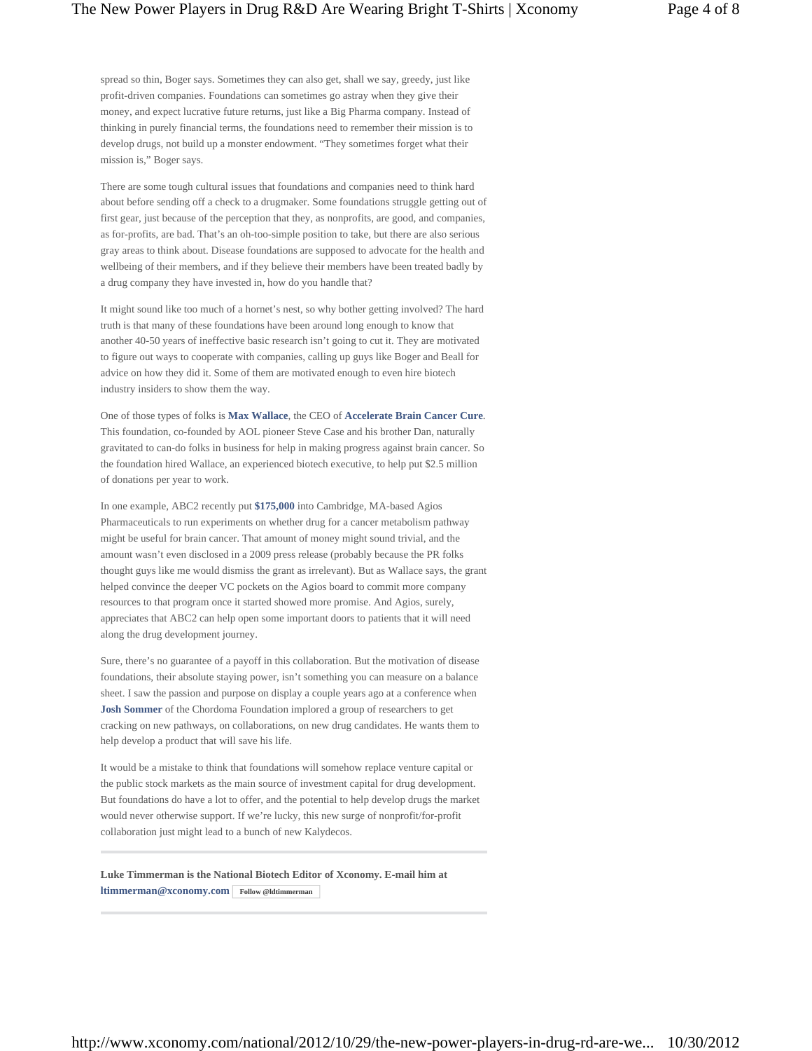spread so thin, Boger says. Sometimes they can also get, shall we say, greedy, just like profit-driven companies. Foundations can sometimes go astray when they give their money, and expect lucrative future returns, just like a Big Pharma company. Instead of thinking in purely financial terms, the foundations need to remember their mission is to develop drugs, not build up a monster endowment. "They sometimes forget what their mission is," Boger says.

There are some tough cultural issues that foundations and companies need to think hard about before sending off a check to a drugmaker. Some foundations struggle getting out of first gear, just because of the perception that they, as nonprofits, are good, and companies, as for-profits, are bad. That's an oh-too-simple position to take, but there are also serious gray areas to think about. Disease foundations are supposed to advocate for the health and wellbeing of their members, and if they believe their members have been treated badly by a drug company they have invested in, how do you handle that?

It might sound like too much of a hornet's nest, so why bother getting involved? The hard truth is that many of these foundations have been around long enough to know that another 40-50 years of ineffective basic research isn't going to cut it. They are motivated to figure out ways to cooperate with companies, calling up guys like Boger and Beall for advice on how they did it. Some of them are motivated enough to even hire biotech industry insiders to show them the way.

One of those types of folks is **Max Wallace**, the CEO of **Accelerate Brain Cancer Cure**. This foundation, co-founded by AOL pioneer Steve Case and his brother Dan, naturally gravitated to can-do folks in business for help in making progress against brain cancer. So the foundation hired Wallace, an experienced biotech executive, to help put $2.5 million of donations per year to work.

In one example, ABC2 recently put **$175,000** into Cambridge, MA-based Agios Pharmaceuticals to run experiments on whether drug for a cancer metabolism pathway might be useful for brain cancer. That amount of money might sound trivial, and the amount wasn't even disclosed in a 2009 press release (probably because the PR folks thought guys like me would dismiss the grant as irrelevant). But as Wallace says, the grant helped convince the deeper VC pockets on the Agios board to commit more company resources to that program once it started showed more promise. And Agios, surely, appreciates that ABC2 can help open some important doors to patients that it will need along the drug development journey.

Sure, there's no guarantee of a payoff in this collaboration. But the motivation of disease foundations, their absolute staying power, isn't something you can measure on a balance sheet. I saw the passion and purpose on display a couple years ago at a conference when **Josh Sommer** of the Chordoma Foundation implored a group of researchers to get cracking on new pathways, on collaborations, on new drug candidates. He wants them to help develop a product that will save his life.

It would be a mistake to think that foundations will somehow replace venture capital or the public stock markets as the main source of investment capital for drug development. But foundations do have a lot to offer, and the potential to help develop drugs the market would never otherwise support. If we're lucky, this new surge of nonprofit/for-profit collaboration just might lead to a bunch of new Kalydecos.

---

**Luke Timmerman is the National Biotech Editor of Xconomy. E-mail him at ltimmerman@xconomy.com** Follow @ldtimmerman

---